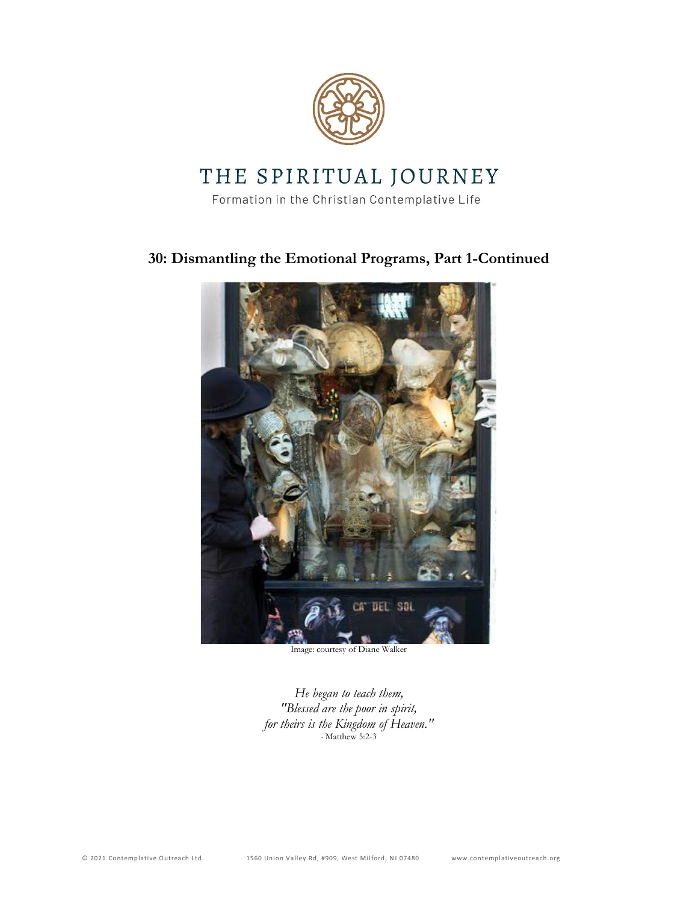# THE SPIRITUAL JOURNEY

Formation in the Christian Contemplative Life

## 30: Dismantling the Emotional Programs, Part 1-Continued

Image: courtesy of Diane Walker

*He began to teach them,*
*"Blessed are the poor in spirit,*
*for theirs is the Kingdom of Heaven."*
- Matthew 5:2-3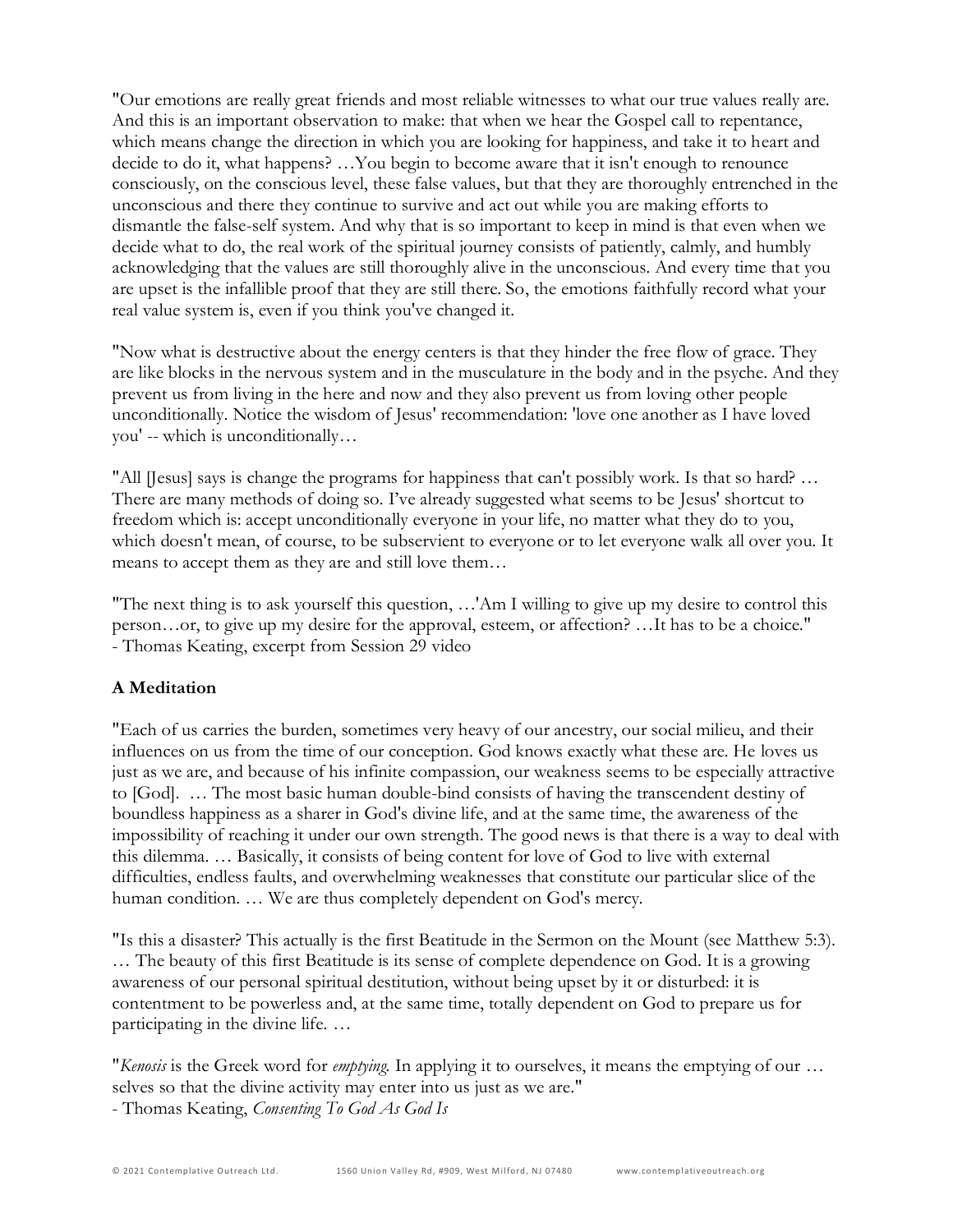"Our emotions are really great friends and most reliable witnesses to what our true values really are. And this is an important observation to make: that when we hear the Gospel call to repentance, which means change the direction in which you are looking for happiness, and take it to heart and decide to do it, what happens? …You begin to become aware that it isn't enough to renounce consciously, on the conscious level, these false values, but that they are thoroughly entrenched in the unconscious and there they continue to survive and act out while you are making efforts to dismantle the false-self system. And why that is so important to keep in mind is that even when we decide what to do, the real work of the spiritual journey consists of patiently, calmly, and humbly acknowledging that the values are still thoroughly alive in the unconscious. And every time that you are upset is the infallible proof that they are still there. So, the emotions faithfully record what your real value system is, even if you think you've changed it.

"Now what is destructive about the energy centers is that they hinder the free flow of grace. They are like blocks in the nervous system and in the musculature in the body and in the psyche. And they prevent us from living in the here and now and they also prevent us from loving other people unconditionally. Notice the wisdom of Jesus' recommendation: 'love one another as I have loved you' -- which is unconditionally…

"All [Jesus] says is change the programs for happiness that can't possibly work. Is that so hard? … There are many methods of doing so. I've already suggested what seems to be Jesus' shortcut to freedom which is: accept unconditionally everyone in your life, no matter what they do to you, which doesn't mean, of course, to be subservient to everyone or to let everyone walk all over you. It means to accept them as they are and still love them…

"The next thing is to ask yourself this question, …'Am I willing to give up my desire to control this person…or, to give up my desire for the approval, esteem, or affection? …It has to be a choice."
- Thomas Keating, excerpt from Session 29 video

**A Meditation**

"Each of us carries the burden, sometimes very heavy of our ancestry, our social milieu, and their influences on us from the time of our conception. God knows exactly what these are. He loves us just as we are, and because of his infinite compassion, our weakness seems to be especially attractive to [God]. … The most basic human double-bind consists of having the transcendent destiny of boundless happiness as a sharer in God's divine life, and at the same time, the awareness of the impossibility of reaching it under our own strength. The good news is that there is a way to deal with this dilemma. … Basically, it consists of being content for love of God to live with external difficulties, endless faults, and overwhelming weaknesses that constitute our particular slice of the human condition. … We are thus completely dependent on God's mercy.

"Is this a disaster? This actually is the first Beatitude in the Sermon on the Mount (see Matthew 5:3). … The beauty of this first Beatitude is its sense of complete dependence on God. It is a growing awareness of our personal spiritual destitution, without being upset by it or disturbed: it is contentment to be powerless and, at the same time, totally dependent on God to prepare us for participating in the divine life. …

"*Kenosis* is the Greek word for *emptying*. In applying it to ourselves, it means the emptying of our … selves so that the divine activity may enter into us just as we are."
- Thomas Keating, *Consenting To God As God Is*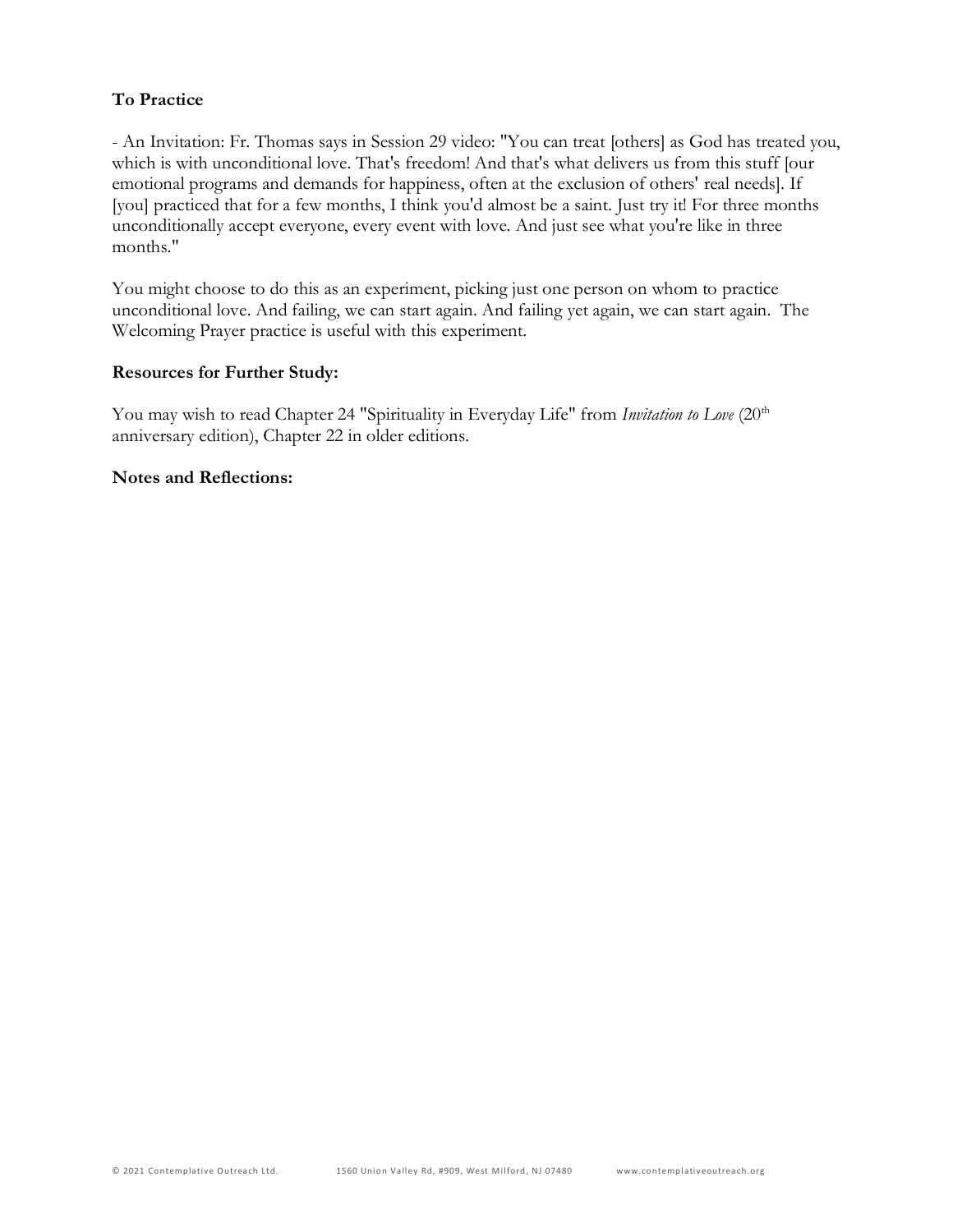**To Practice**

- An Invitation: Fr. Thomas says in Session 29 video: "You can treat [others] as God has treated you, which is with unconditional love. That's freedom! And that's what delivers us from this stuff [our emotional programs and demands for happiness, often at the exclusion of others' real needs]. If [you] practiced that for a few months, I think you'd almost be a saint. Just try it! For three months unconditionally accept everyone, every event with love. And just see what you're like in three months."

You might choose to do this as an experiment, picking just one person on whom to practice unconditional love. And failing, we can start again. And failing yet again, we can start again. The Welcoming Prayer practice is useful with this experiment.

**Resources for Further Study:**

You may wish to read Chapter 24 "Spirituality in Everyday Life" from *Invitation to Love* (20th anniversary edition), Chapter 22 in older editions.

**Notes and Reflections:**